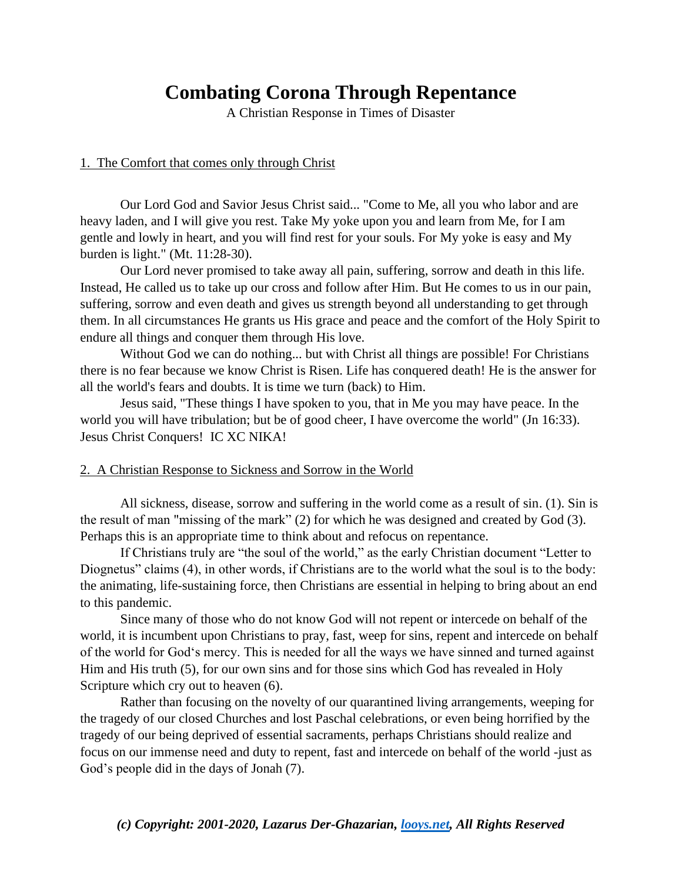# Combating Corona Through Repentance

A Christian Response in Times of Disaster

## 1. The Comfort that comes only through Christ

Our Lord God and Savior Jesus Christ said... "Come to Me, all you who labor and are heavy laden, and I will give you rest. Take My yoke upon you and learn from Me, for I am gentle and lowly in heart, and you will find rest for your souls. For My yoke is easy and My burden is light." (Mt. 11:28-30).

Our Lord never promised to take away all pain, suffering, sorrow and death in this life. Instead, He called us to take up our cross and follow after Him. But He comes to us in our pain, suffering, sorrow and even death and gives us strength beyond all understanding to get through them. In all circumstances He grants us His grace and peace and the comfort of the Holy Spirit to endure all things and conquer them through His love.

Without God we can do nothing... but with Christ all things are possible! For Christians there is no fear because we know Christ is Risen. Life has conquered death! He is the answer for all the world's fears and doubts. It is time we turn (back) to Him.

Jesus said, "These things I have spoken to you, that in Me you may have peace. In the world you will have tribulation; but be of good cheer, I have overcome the world" (Jn 16:33). Jesus Christ Conquers! IC XC NIKA!

## 2. A Christian Response to Sickness and Sorrow in the World

All sickness, disease, sorrow and suffering in the world come as a result of sin. (1). Sin is the result of man "missing of the mark" (2) for which he was designed and created by God (3). Perhaps this is an appropriate time to think about and refocus on repentance.

If Christians truly are "the soul of the world," as the early Christian document "Letter to Diognetus" claims (4), in other words, if Christians are to the world what the soul is to the body: the animating, life-sustaining force, then Christians are essential in helping to bring about an end to this pandemic.

Since many of those who do not know God will not repent or intercede on behalf of the world, it is incumbent upon Christians to pray, fast, weep for sins, repent and intercede on behalf of the world for God's mercy. This is needed for all the ways we have sinned and turned against Him and His truth (5), for our own sins and for those sins which God has revealed in Holy Scripture which cry out to heaven (6).

Rather than focusing on the novelty of our quarantined living arrangements, weeping for the tragedy of our closed Churches and lost Paschal celebrations, or even being horrified by the tragedy of our being deprived of essential sacraments, perhaps Christians should realize and focus on our immense need and duty to repent, fast and intercede on behalf of the world -just as God's people did in the days of Jonah (7).

***(c) Copyright: 2001-2020, Lazarus Der-Ghazarian, [looys.net](http://looys.net), All Rights Reserved***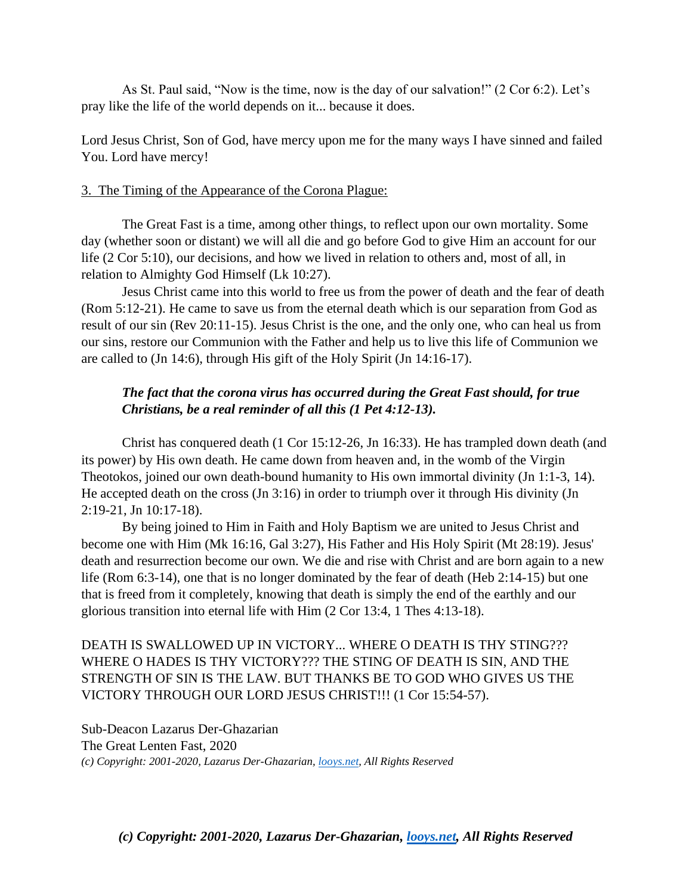As St. Paul said, "Now is the time, now is the day of our salvation!" (2 Cor 6:2). Let's pray like the life of the world depends on it... because it does.

Lord Jesus Christ, Son of God, have mercy upon me for the many ways I have sinned and failed You. Lord have mercy!

### 3. The Timing of the Appearance of the Corona Plague:

The Great Fast is a time, among other things, to reflect upon our own mortality. Some day (whether soon or distant) we will all die and go before God to give Him an account for our life (2 Cor 5:10), our decisions, and how we lived in relation to others and, most of all, in relation to Almighty God Himself (Lk 10:27).

Jesus Christ came into this world to free us from the power of death and the fear of death (Rom 5:12-21). He came to save us from the eternal death which is our separation from God as result of our sin (Rev 20:11-15). Jesus Christ is the one, and the only one, who can heal us from our sins, restore our Communion with the Father and help us to live this life of Communion we are called to (Jn 14:6), through His gift of the Holy Spirit (Jn 14:16-17).

> ***The fact that the corona virus has occurred during the Great Fast should, for true Christians, be a real reminder of all this (1 Pet 4:12-13).***

Christ has conquered death (1 Cor 15:12-26, Jn 16:33). He has trampled down death (and its power) by His own death. He came down from heaven and, in the womb of the Virgin Theotokos, joined our own death-bound humanity to His own immortal divinity (Jn 1:1-3, 14). He accepted death on the cross (Jn 3:16) in order to triumph over it through His divinity (Jn 2:19-21, Jn 10:17-18).

By being joined to Him in Faith and Holy Baptism we are united to Jesus Christ and become one with Him (Mk 16:16, Gal 3:27), His Father and His Holy Spirit (Mt 28:19). Jesus' death and resurrection become our own. We die and rise with Christ and are born again to a new life (Rom 6:3-14), one that is no longer dominated by the fear of death (Heb 2:14-15) but one that is freed from it completely, knowing that death is simply the end of the earthly and our glorious transition into eternal life with Him (2 Cor 13:4, 1 Thes 4:13-18).

DEATH IS SWALLOWED UP IN VICTORY... WHERE O DEATH IS THY STING??? WHERE O HADES IS THY VICTORY??? THE STING OF DEATH IS SIN, AND THE STRENGTH OF SIN IS THE LAW. BUT THANKS BE TO GOD WHO GIVES US THE VICTORY THROUGH OUR LORD JESUS CHRIST!!! (1 Cor 15:54-57).

Sub-Deacon Lazarus Der-Ghazarian  
The Great Lenten Fast, 2020  
*(c) Copyright: 2001-2020, Lazarus Der-Ghazarian, [looys.net](looys.net), All Rights Reserved*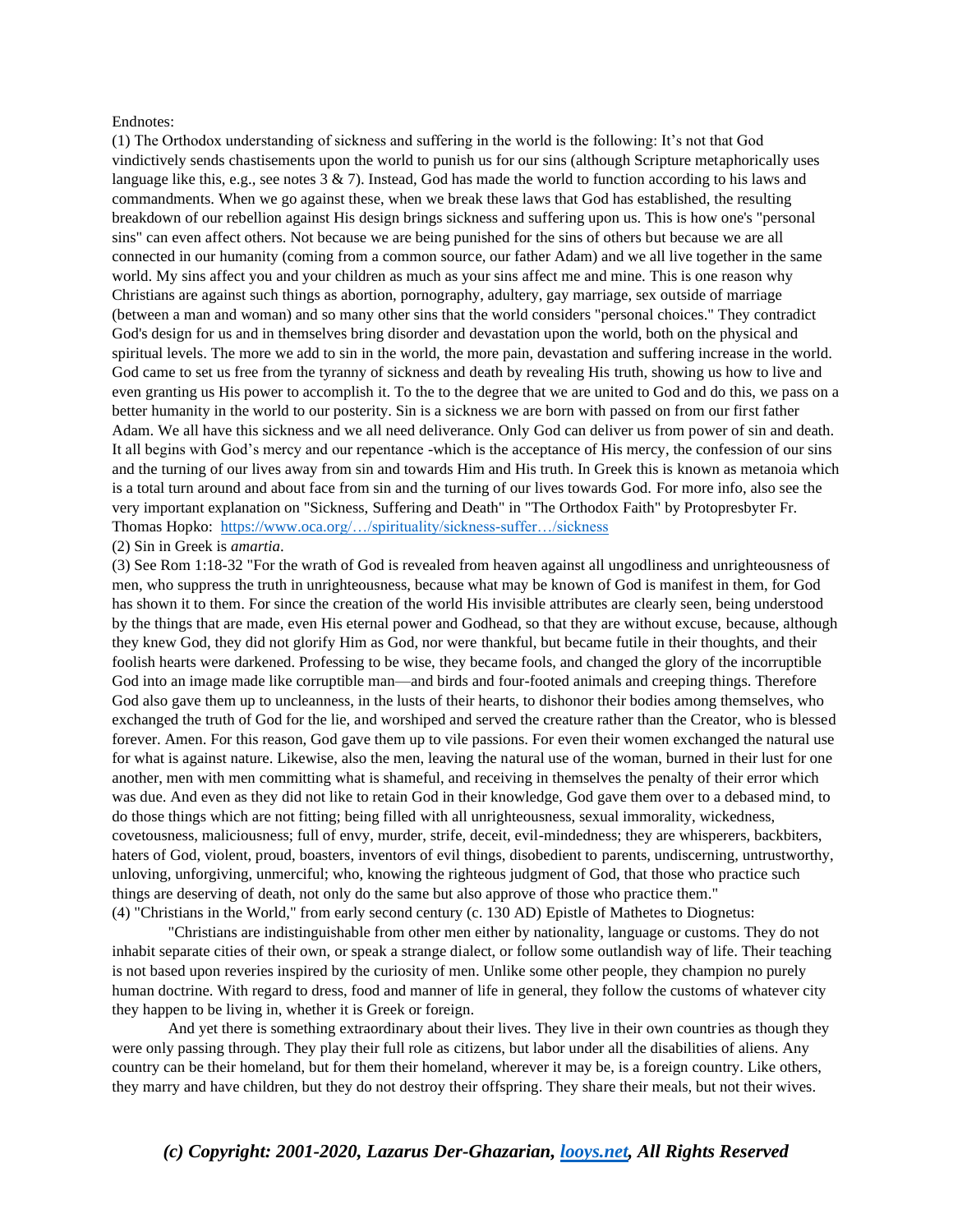Endnotes:

(1) The Orthodox understanding of sickness and suffering in the world is the following: It's not that God vindictively sends chastisements upon the world to punish us for our sins (although Scripture metaphorically uses language like this, e.g., see notes 3 & 7). Instead, God has made the world to function according to his laws and commandments. When we go against these, when we break these laws that God has established, the resulting breakdown of our rebellion against His design brings sickness and suffering upon us. This is how one's "personal sins" can even affect others. Not because we are being punished for the sins of others but because we are all connected in our humanity (coming from a common source, our father Adam) and we all live together in the same world. My sins affect you and your children as much as your sins affect me and mine. This is one reason why Christians are against such things as abortion, pornography, adultery, gay marriage, sex outside of marriage (between a man and woman) and so many other sins that the world considers "personal choices." They contradict God's design for us and in themselves bring disorder and devastation upon the world, both on the physical and spiritual levels. The more we add to sin in the world, the more pain, devastation and suffering increase in the world. God came to set us free from the tyranny of sickness and death by revealing His truth, showing us how to live and even granting us His power to accomplish it. To the to the degree that we are united to God and do this, we pass on a better humanity in the world to our posterity. Sin is a sickness we are born with passed on from our first father Adam. We all have this sickness and we all need deliverance. Only God can deliver us from power of sin and death. It all begins with God's mercy and our repentance -which is the acceptance of His mercy, the confession of our sins and the turning of our lives away from sin and towards Him and His truth. In Greek this is known as metanoia which is a total turn around and about face from sin and the turning of our lives towards God. For more info, also see the very important explanation on "Sickness, Suffering and Death" in "The Orthodox Faith" by Protopresbyter Fr. Thomas Hopko: [https://www.oca.org/…/spirituality/sickness-suffer…/sickness](https://www.oca.org/…/spirituality/sickness-suffer…/sickness)

(2) Sin in Greek is *amartia*.

(3) See Rom 1:18-32 "For the wrath of God is revealed from heaven against all ungodliness and unrighteousness of men, who suppress the truth in unrighteousness, because what may be known of God is manifest in them, for God has shown it to them. For since the creation of the world His invisible attributes are clearly seen, being understood by the things that are made, even His eternal power and Godhead, so that they are without excuse, because, although they knew God, they did not glorify Him as God, nor were thankful, but became futile in their thoughts, and their foolish hearts were darkened. Professing to be wise, they became fools, and changed the glory of the incorruptible God into an image made like corruptible man—and birds and four-footed animals and creeping things. Therefore God also gave them up to uncleanness, in the lusts of their hearts, to dishonor their bodies among themselves, who exchanged the truth of God for the lie, and worshiped and served the creature rather than the Creator, who is blessed forever. Amen. For this reason, God gave them up to vile passions. For even their women exchanged the natural use for what is against nature. Likewise, also the men, leaving the natural use of the woman, burned in their lust for one another, men with men committing what is shameful, and receiving in themselves the penalty of their error which was due. And even as they did not like to retain God in their knowledge, God gave them over to a debased mind, to do those things which are not fitting; being filled with all unrighteousness, sexual immorality, wickedness, covetousness, maliciousness; full of envy, murder, strife, deceit, evil-mindedness; they are whisperers, backbiters, haters of God, violent, proud, boasters, inventors of evil things, disobedient to parents, undiscerning, untrustworthy, unloving, unforgiving, unmerciful; who, knowing the righteous judgment of God, that those who practice such things are deserving of death, not only do the same but also approve of those who practice them."

(4) "Christians in the World," from early second century (c. 130 AD) Epistle of Mathetes to Diognetus:

"Christians are indistinguishable from other men either by nationality, language or customs. They do not inhabit separate cities of their own, or speak a strange dialect, or follow some outlandish way of life. Their teaching is not based upon reveries inspired by the curiosity of men. Unlike some other people, they champion no purely human doctrine. With regard to dress, food and manner of life in general, they follow the customs of whatever city they happen to be living in, whether it is Greek or foreign.

And yet there is something extraordinary about their lives. They live in their own countries as though they were only passing through. They play their full role as citizens, but labor under all the disabilities of aliens. Any country can be their homeland, but for them their homeland, wherever it may be, is a foreign country. Like others, they marry and have children, but they do not destroy their offspring. They share their meals, but not their wives.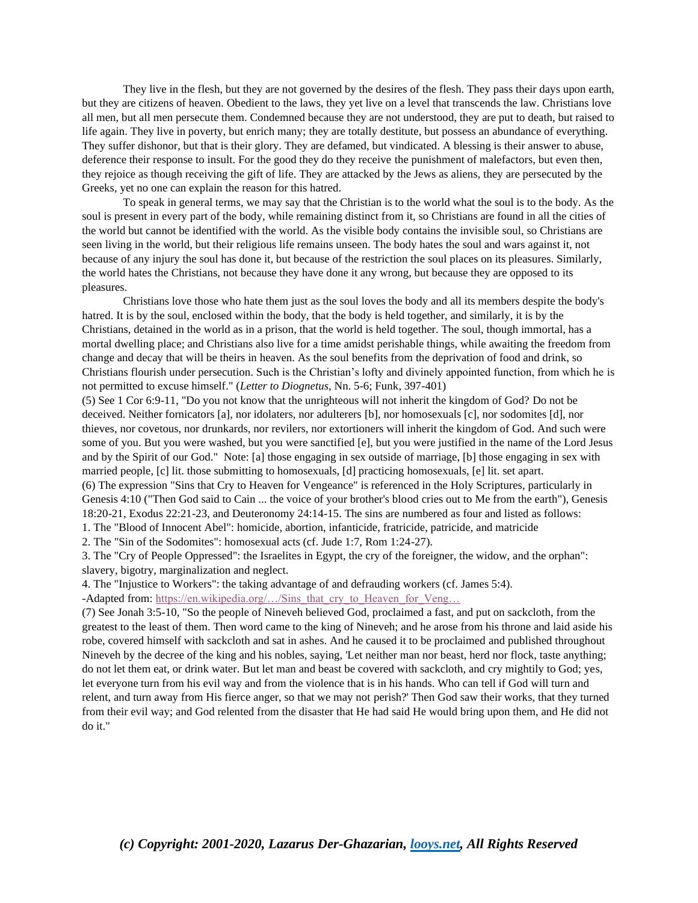They live in the flesh, but they are not governed by the desires of the flesh. They pass their days upon earth, but they are citizens of heaven. Obedient to the laws, they yet live on a level that transcends the law. Christians love all men, but all men persecute them. Condemned because they are not understood, they are put to death, but raised to life again. They live in poverty, but enrich many; they are totally destitute, but possess an abundance of everything. They suffer dishonor, but that is their glory. They are defamed, but vindicated. A blessing is their answer to abuse, deference their response to insult. For the good they do they receive the punishment of malefactors, but even then, they rejoice as though receiving the gift of life. They are attacked by the Jews as aliens, they are persecuted by the Greeks, yet no one can explain the reason for this hatred.

To speak in general terms, we may say that the Christian is to the world what the soul is to the body. As the soul is present in every part of the body, while remaining distinct from it, so Christians are found in all the cities of the world but cannot be identified with the world. As the visible body contains the invisible soul, so Christians are seen living in the world, but their religious life remains unseen. The body hates the soul and wars against it, not because of any injury the soul has done it, but because of the restriction the soul places on its pleasures. Similarly, the world hates the Christians, not because they have done it any wrong, but because they are opposed to its pleasures.

Christians love those who hate them just as the soul loves the body and all its members despite the body's hatred. It is by the soul, enclosed within the body, that the body is held together, and similarly, it is by the Christians, detained in the world as in a prison, that the world is held together. The soul, though immortal, has a mortal dwelling place; and Christians also live for a time amidst perishable things, while awaiting the freedom from change and decay that will be theirs in heaven. As the soul benefits from the deprivation of food and drink, so Christians flourish under persecution. Such is the Christian's lofty and divinely appointed function, from which he is not permitted to excuse himself." (*Letter to Diognetus*, Nn. 5-6; Funk, 397-401)

(5) See 1 Cor 6:9-11, "Do you not know that the unrighteous will not inherit the kingdom of God? Do not be deceived. Neither fornicators [a], nor idolaters, nor adulterers [b], nor homosexuals [c], nor sodomites [d], nor thieves, nor covetous, nor drunkards, nor revilers, nor extortioners will inherit the kingdom of God. And such were some of you. But you were washed, but you were sanctified [e], but you were justified in the name of the Lord Jesus and by the Spirit of our God." Note: [a] those engaging in sex outside of marriage, [b] those engaging in sex with married people, [c] lit. those submitting to homosexuals, [d] practicing homosexuals, [e] lit. set apart.

(6) The expression "Sins that Cry to Heaven for Vengeance" is referenced in the Holy Scriptures, particularly in Genesis 4:10 ("Then God said to Cain ... the voice of your brother's blood cries out to Me from the earth"), Genesis 18:20-21, Exodus 22:21-23, and Deuteronomy 24:14-15. The sins are numbered as four and listed as follows:

1. The "Blood of Innocent Abel": homicide, abortion, infanticide, fratricide, patricide, and matricide
2. The "Sin of the Sodomites": homosexual acts (cf. Jude 1:7, Rom 1:24-27).
3. The "Cry of People Oppressed": the Israelites in Egypt, the cry of the foreigner, the widow, and the orphan": slavery, bigotry, marginalization and neglect.
4. The "Injustice to Workers": the taking advantage of and defrauding workers (cf. James 5:4).

-Adapted from: https://en.wikipedia.org/…/Sins_that_cry_to_Heaven_for_Veng…

(7) See Jonah 3:5-10, "So the people of Nineveh believed God, proclaimed a fast, and put on sackcloth, from the greatest to the least of them. Then word came to the king of Nineveh; and he arose from his throne and laid aside his robe, covered himself with sackcloth and sat in ashes. And he caused it to be proclaimed and published throughout Nineveh by the decree of the king and his nobles, saying, 'Let neither man nor beast, herd nor flock, taste anything; do not let them eat, or drink water. But let man and beast be covered with sackcloth, and cry mightily to God; yes, let everyone turn from his evil way and from the violence that is in his hands. Who can tell if God will turn and relent, and turn away from His fierce anger, so that we may not perish?' Then God saw their works, that they turned from their evil way; and God relented from the disaster that He had said He would bring upon them, and He did not do it."

***(c) Copyright: 2001-2020, Lazarus Der-Ghazarian, looys.net, All Rights Reserved***